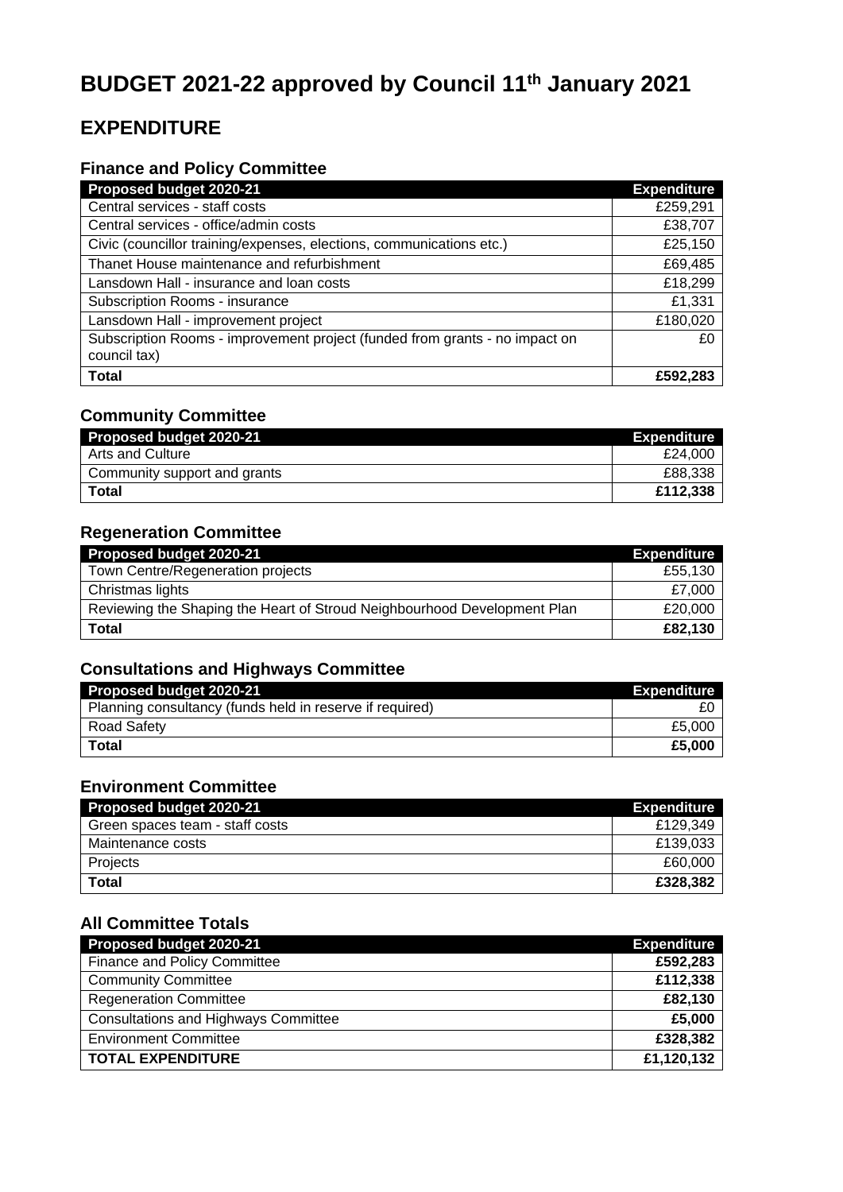# BUDGET 2021-22 approved by Council 11th January 2021

## EXPENDITURE

### Finance and Policy Committee

| Proposed budget 2020-21 | Expenditure |
|---|---|
| Central services - staff costs | £259,291 |
| Central services - office/admin costs | £38,707 |
| Civic (councillor training/expenses, elections, communications etc.) | £25,150 |
| Thanet House maintenance and refurbishment | £69,485 |
| Lansdown Hall - insurance and loan costs | £18,299 |
| Subscription Rooms - insurance | £1,331 |
| Lansdown Hall - improvement project | £180,020 |
| Subscription Rooms - improvement project (funded from grants - no impact on council tax) | £0 |
| **Total** | **£592,283** |

### Community Committee

| Proposed budget 2020-21 | Expenditure |
|---|---|
| Arts and Culture | £24,000 |
| Community support and grants | £88,338 |
| **Total** | **£112,338** |

### Regeneration Committee

| Proposed budget 2020-21 | Expenditure |
|---|---|
| Town Centre/Regeneration projects | £55,130 |
| Christmas lights | £7,000 |
| Reviewing the Shaping the Heart of Stroud Neighbourhood Development Plan | £20,000 |
| **Total** | **£82,130** |

### Consultations and Highways Committee

| Proposed budget 2020-21 | Expenditure |
|---|---|
| Planning consultancy (funds held in reserve if required) | £0 |
| Road Safety | £5,000 |
| **Total** | **£5,000** |

### Environment Committee

| Proposed budget 2020-21 | Expenditure |
|---|---|
| Green spaces team - staff costs | £129,349 |
| Maintenance costs | £139,033 |
| Projects | £60,000 |
| **Total** | **£328,382** |

### All Committee Totals

| Proposed budget 2020-21 | Expenditure |
|---|---|
| Finance and Policy Committee | **£592,283** |
| Community Committee | **£112,338** |
| Regeneration Committee | **£82,130** |
| Consultations and Highways Committee | **£5,000** |
| Environment Committee | **£328,382** |
| **TOTAL EXPENDITURE** | **£1,120,132** |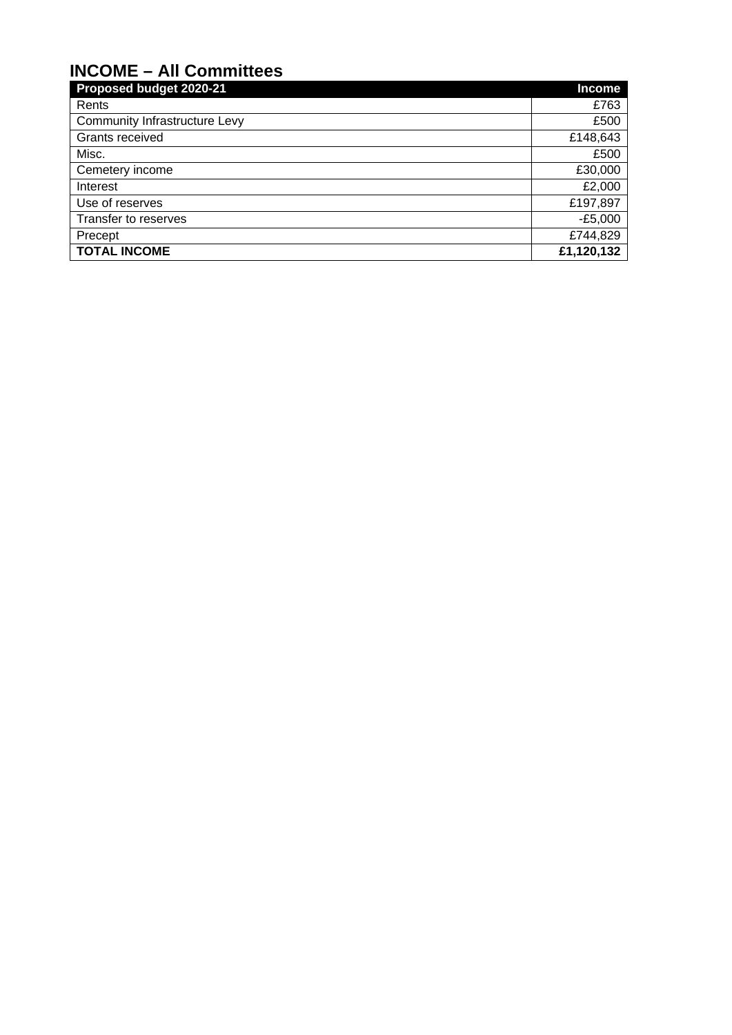# INCOME – All Committees

| Proposed budget 2020-21 | Income |
|---|---|
| Rents | £763 |
| Community Infrastructure Levy | £500 |
| Grants received | £148,643 |
| Misc. | £500 |
| Cemetery income | £30,000 |
| Interest | £2,000 |
| Use of reserves | £197,897 |
| Transfer to reserves | -£5,000 |
| Precept | £744,829 |
| **TOTAL INCOME** | **£1,120,132** |